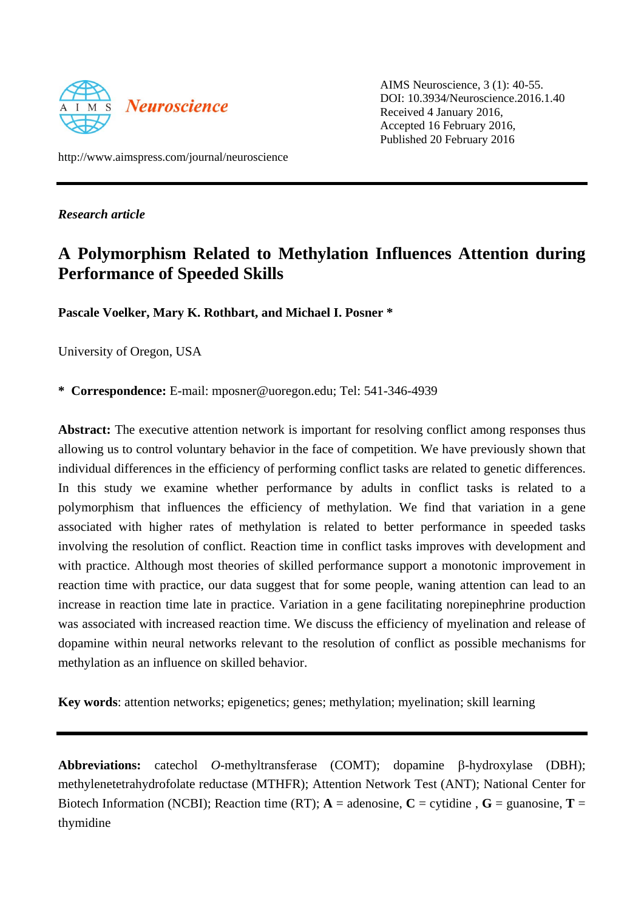AIMS Neuroscience, 3 (1): 40-55.
DOI: 10.3934/Neuroscience.2016.1.40
Received 4 January 2016,
Accepted 16 February 2016,
Published 20 February 2016

http://www.aimspress.com/journal/neuroscience

*Research article*

# A Polymorphism Related to Methylation Influences Attention during Performance of Speeded Skills

**Pascale Voelker, Mary K. Rothbart, and Michael I. Posner ***

University of Oregon, USA

**\* Correspondence:** E-mail: mposner@uoregon.edu; Tel: 541-346-4939

**Abstract:** The executive attention network is important for resolving conflict among responses thus allowing us to control voluntary behavior in the face of competition. We have previously shown that individual differences in the efficiency of performing conflict tasks are related to genetic differences. In this study we examine whether performance by adults in conflict tasks is related to a polymorphism that influences the efficiency of methylation. We find that variation in a gene associated with higher rates of methylation is related to better performance in speeded tasks involving the resolution of conflict. Reaction time in conflict tasks improves with development and with practice. Although most theories of skilled performance support a monotonic improvement in reaction time with practice, our data suggest that for some people, waning attention can lead to an increase in reaction time late in practice. Variation in a gene facilitating norepinephrine production was associated with increased reaction time. We discuss the efficiency of myelination and release of dopamine within neural networks relevant to the resolution of conflict as possible mechanisms for methylation as an influence on skilled behavior.

**Key words**: attention networks; epigenetics; genes; methylation; myelination; skill learning

---

**Abbreviations:** catechol *O*-methyltransferase (COMT); dopamine β-hydroxylase (DBH); methylenetetrahydrofolate reductase (MTHFR); Attention Network Test (ANT); National Center for Biotech Information (NCBI); Reaction time (RT); **A** = adenosine, **C** = cytidine , **G** = guanosine, **T** = thymidine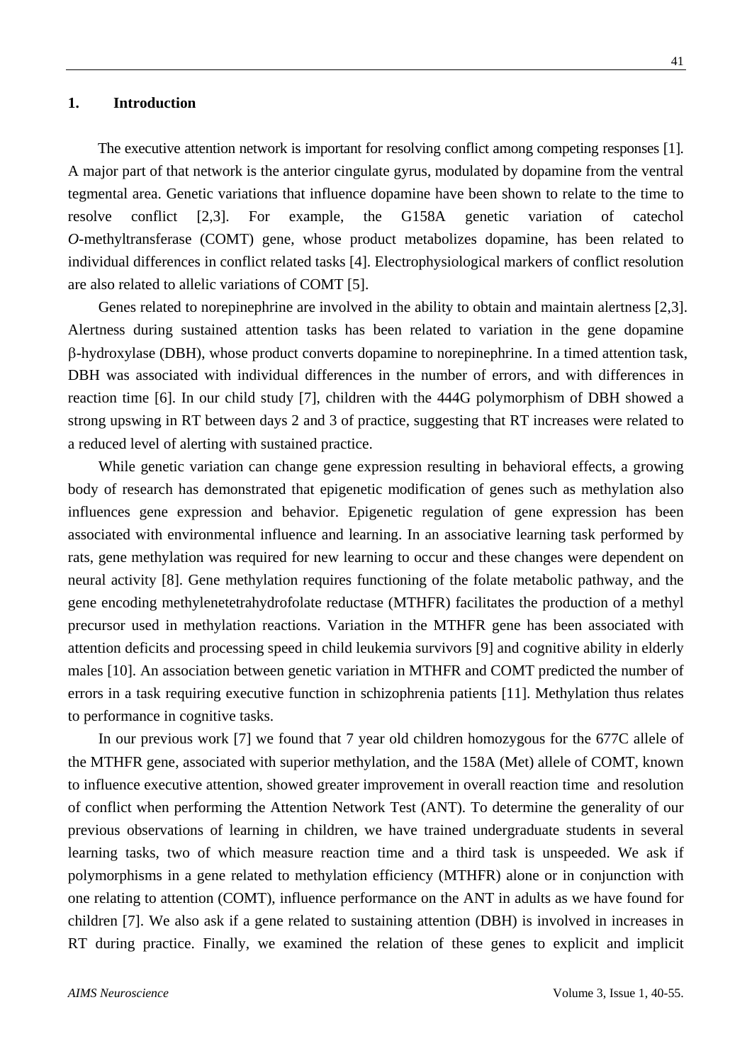## 1. Introduction

The executive attention network is important for resolving conflict among competing responses [1]. A major part of that network is the anterior cingulate gyrus, modulated by dopamine from the ventral tegmental area. Genetic variations that influence dopamine have been shown to relate to the time to resolve conflict [2,3]. For example, the G158A genetic variation of catechol *O*-methyltransferase (COMT) gene, whose product metabolizes dopamine, has been related to individual differences in conflict related tasks [4]. Electrophysiological markers of conflict resolution are also related to allelic variations of COMT [5].

Genes related to norepinephrine are involved in the ability to obtain and maintain alertness [2,3]. Alertness during sustained attention tasks has been related to variation in the gene dopamine β-hydroxylase (DBH), whose product converts dopamine to norepinephrine. In a timed attention task, DBH was associated with individual differences in the number of errors, and with differences in reaction time [6]. In our child study [7], children with the 444G polymorphism of DBH showed a strong upswing in RT between days 2 and 3 of practice, suggesting that RT increases were related to a reduced level of alerting with sustained practice.

While genetic variation can change gene expression resulting in behavioral effects, a growing body of research has demonstrated that epigenetic modification of genes such as methylation also influences gene expression and behavior. Epigenetic regulation of gene expression has been associated with environmental influence and learning. In an associative learning task performed by rats, gene methylation was required for new learning to occur and these changes were dependent on neural activity [8]. Gene methylation requires functioning of the folate metabolic pathway, and the gene encoding methylenetetrahydrofolate reductase (MTHFR) facilitates the production of a methyl precursor used in methylation reactions. Variation in the MTHFR gene has been associated with attention deficits and processing speed in child leukemia survivors [9] and cognitive ability in elderly males [10]. An association between genetic variation in MTHFR and COMT predicted the number of errors in a task requiring executive function in schizophrenia patients [11]. Methylation thus relates to performance in cognitive tasks.

In our previous work [7] we found that 7 year old children homozygous for the 677C allele of the MTHFR gene, associated with superior methylation, and the 158A (Met) allele of COMT, known to influence executive attention, showed greater improvement in overall reaction time and resolution of conflict when performing the Attention Network Test (ANT). To determine the generality of our previous observations of learning in children, we have trained undergraduate students in several learning tasks, two of which measure reaction time and a third task is unspeeded. We ask if polymorphisms in a gene related to methylation efficiency (MTHFR) alone or in conjunction with one relating to attention (COMT), influence performance on the ANT in adults as we have found for children [7]. We also ask if a gene related to sustaining attention (DBH) is involved in increases in RT during practice. Finally, we examined the relation of these genes to explicit and implicit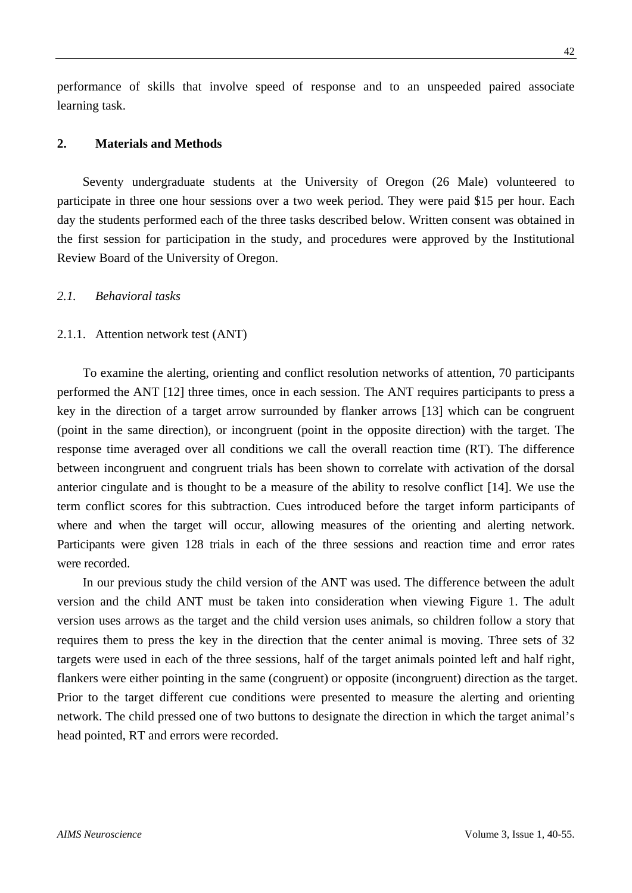performance of skills that involve speed of response and to an unspeeded paired associate learning task.

## 2. Materials and Methods

Seventy undergraduate students at the University of Oregon (26 Male) volunteered to participate in three one hour sessions over a two week period. They were paid $15 per hour. Each day the students performed each of the three tasks described below. Written consent was obtained in the first session for participation in the study, and procedures were approved by the Institutional Review Board of the University of Oregon.

### *2.1. Behavioral tasks*

#### 2.1.1. Attention network test (ANT)

To examine the alerting, orienting and conflict resolution networks of attention, 70 participants performed the ANT [12] three times, once in each session. The ANT requires participants to press a key in the direction of a target arrow surrounded by flanker arrows [13] which can be congruent (point in the same direction), or incongruent (point in the opposite direction) with the target. The response time averaged over all conditions we call the overall reaction time (RT). The difference between incongruent and congruent trials has been shown to correlate with activation of the dorsal anterior cingulate and is thought to be a measure of the ability to resolve conflict [14]. We use the term conflict scores for this subtraction. Cues introduced before the target inform participants of where and when the target will occur, allowing measures of the orienting and alerting network. Participants were given 128 trials in each of the three sessions and reaction time and error rates were recorded.

In our previous study the child version of the ANT was used. The difference between the adult version and the child ANT must be taken into consideration when viewing Figure 1. The adult version uses arrows as the target and the child version uses animals, so children follow a story that requires them to press the key in the direction that the center animal is moving. Three sets of 32 targets were used in each of the three sessions, half of the target animals pointed left and half right, flankers were either pointing in the same (congruent) or opposite (incongruent) direction as the target. Prior to the target different cue conditions were presented to measure the alerting and orienting network. The child pressed one of two buttons to designate the direction in which the target animal's head pointed, RT and errors were recorded.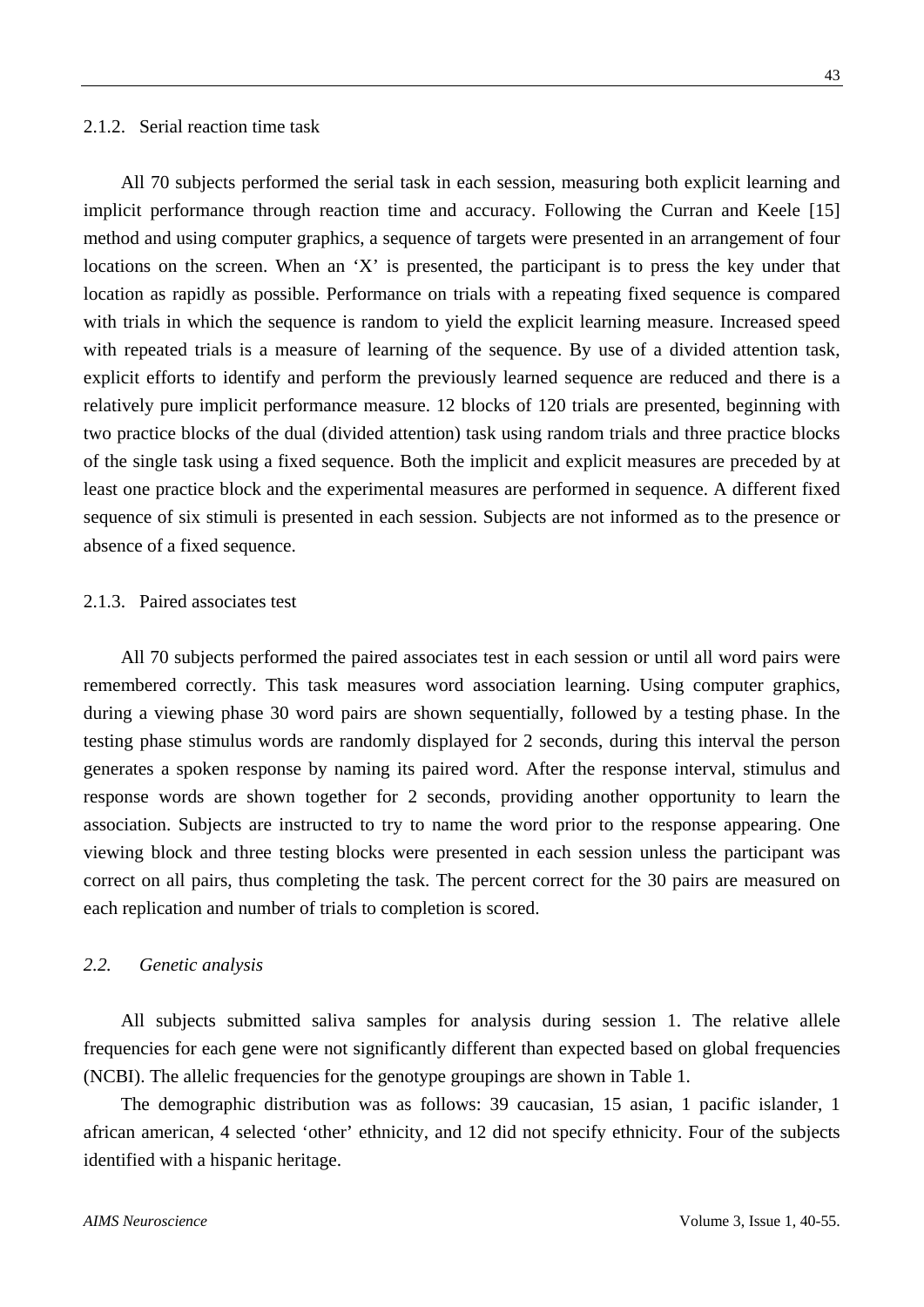### 2.1.2. Serial reaction time task

All 70 subjects performed the serial task in each session, measuring both explicit learning and implicit performance through reaction time and accuracy. Following the Curran and Keele [15] method and using computer graphics, a sequence of targets were presented in an arrangement of four locations on the screen. When an 'X' is presented, the participant is to press the key under that location as rapidly as possible. Performance on trials with a repeating fixed sequence is compared with trials in which the sequence is random to yield the explicit learning measure. Increased speed with repeated trials is a measure of learning of the sequence. By use of a divided attention task, explicit efforts to identify and perform the previously learned sequence are reduced and there is a relatively pure implicit performance measure. 12 blocks of 120 trials are presented, beginning with two practice blocks of the dual (divided attention) task using random trials and three practice blocks of the single task using a fixed sequence. Both the implicit and explicit measures are preceded by at least one practice block and the experimental measures are performed in sequence. A different fixed sequence of six stimuli is presented in each session. Subjects are not informed as to the presence or absence of a fixed sequence.

### 2.1.3. Paired associates test

All 70 subjects performed the paired associates test in each session or until all word pairs were remembered correctly. This task measures word association learning. Using computer graphics, during a viewing phase 30 word pairs are shown sequentially, followed by a testing phase. In the testing phase stimulus words are randomly displayed for 2 seconds, during this interval the person generates a spoken response by naming its paired word. After the response interval, stimulus and response words are shown together for 2 seconds, providing another opportunity to learn the association. Subjects are instructed to try to name the word prior to the response appearing. One viewing block and three testing blocks were presented in each session unless the participant was correct on all pairs, thus completing the task. The percent correct for the 30 pairs are measured on each replication and number of trials to completion is scored.

## *2.2. Genetic analysis*

All subjects submitted saliva samples for analysis during session 1. The relative allele frequencies for each gene were not significantly different than expected based on global frequencies (NCBI). The allelic frequencies for the genotype groupings are shown in Table 1.

The demographic distribution was as follows: 39 caucasian, 15 asian, 1 pacific islander, 1 african american, 4 selected 'other' ethnicity, and 12 did not specify ethnicity. Four of the subjects identified with a hispanic heritage.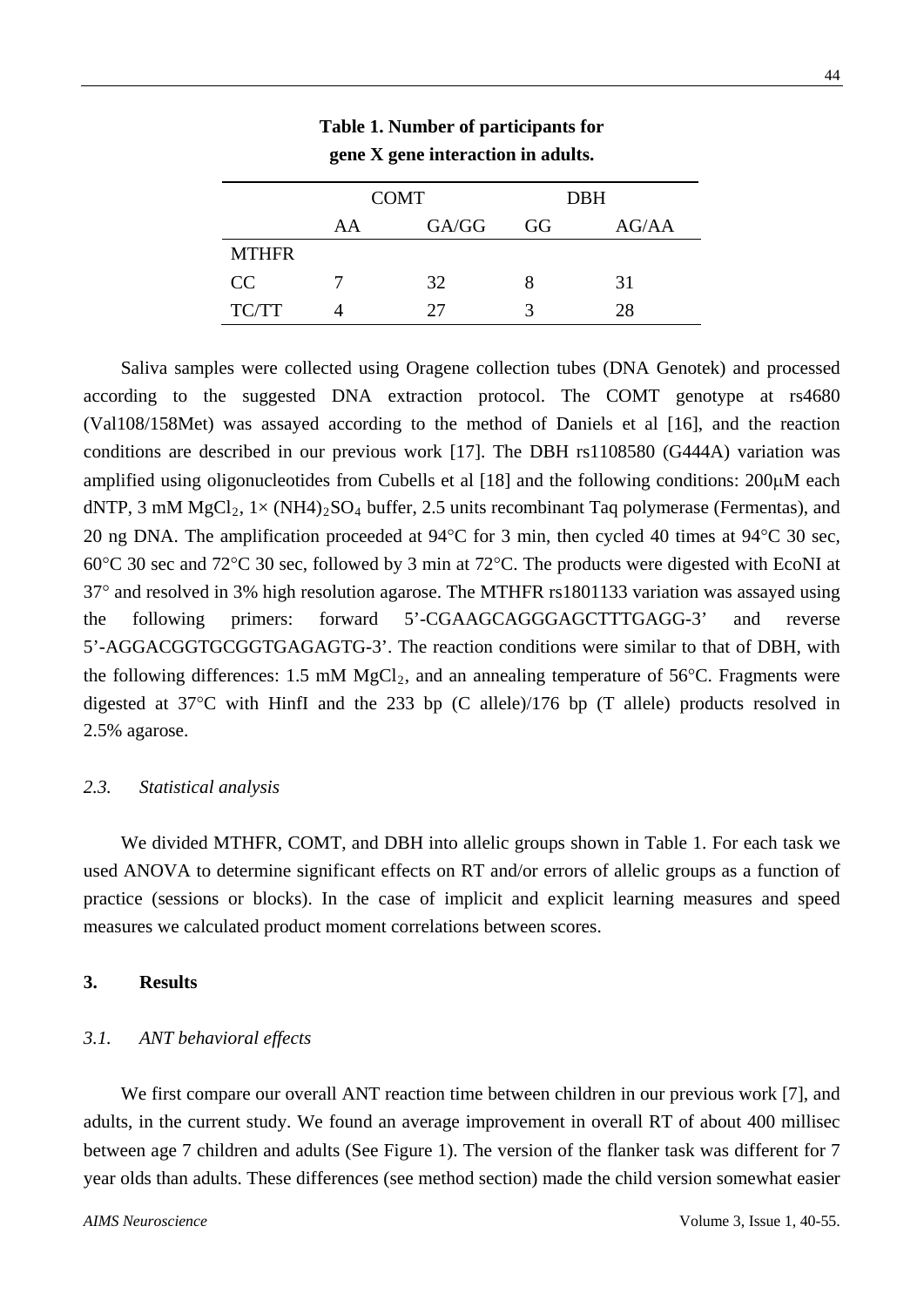**Table 1. Number of participants for gene X gene interaction in adults.**

| | COMT | | DBH | |
|---|---|---|---|---|
| | AA | GA/GG | GG | AG/AA |
| MTHFR | | | | |
| CC | 7 | 32 | 8 | 31 |
| TC/TT | 4 | 27 | 3 | 28 |

Saliva samples were collected using Oragene collection tubes (DNA Genotek) and processed according to the suggested DNA extraction protocol. The COMT genotype at rs4680 (Val108/158Met) was assayed according to the method of Daniels et al [16], and the reaction conditions are described in our previous work [17]. The DBH rs1108580 (G444A) variation was amplified using oligonucleotides from Cubells et al [18] and the following conditions: 200μM each dNTP, 3 mM $MgCl_2$, 1× $(NH4)_2SO_4$ buffer, 2.5 units recombinant Taq polymerase (Fermentas), and 20 ng DNA. The amplification proceeded at 94°C for 3 min, then cycled 40 times at 94°C 30 sec, 60°C 30 sec and 72°C 30 sec, followed by 3 min at 72°C. The products were digested with EcoNI at 37° and resolved in 3% high resolution agarose. The MTHFR rs1801133 variation was assayed using the following primers: forward 5'-CGAAGCAGGGAGCTTTGAGG-3' and reverse 5'-AGGACGGTGCGGTGAGAGTG-3'. The reaction conditions were similar to that of DBH, with the following differences: 1.5 mM $MgCl_2$, and an annealing temperature of 56°C. Fragments were digested at 37°C with HinfI and the 233 bp (C allele)/176 bp (T allele) products resolved in 2.5% agarose.

### *2.3. Statistical analysis*

We divided MTHFR, COMT, and DBH into allelic groups shown in Table 1. For each task we used ANOVA to determine significant effects on RT and/or errors of allelic groups as a function of practice (sessions or blocks). In the case of implicit and explicit learning measures and speed measures we calculated product moment correlations between scores.

## 3. Results

### *3.1. ANT behavioral effects*

We first compare our overall ANT reaction time between children in our previous work [7], and adults, in the current study. We found an average improvement in overall RT of about 400 millisec between age 7 children and adults (See Figure 1). The version of the flanker task was different for 7 year olds than adults. These differences (see method section) made the child version somewhat easier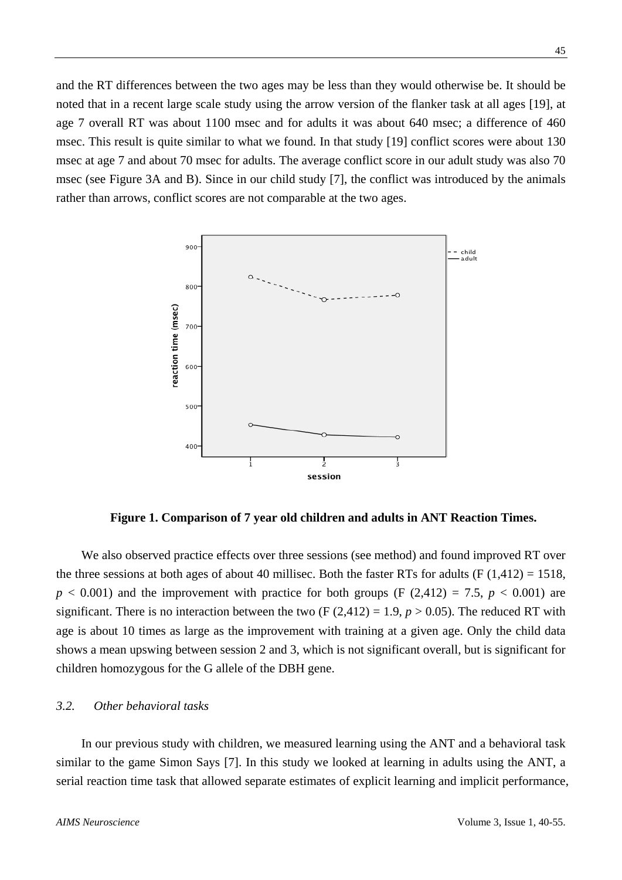and the RT differences between the two ages may be less than they would otherwise be. It should be noted that in a recent large scale study using the arrow version of the flanker task at all ages [19], at age 7 overall RT was about 1100 msec and for adults it was about 640 msec; a difference of 460 msec. This result is quite similar to what we found. In that study [19] conflict scores were about 130 msec at age 7 and about 70 msec for adults. The average conflict score in our adult study was also 70 msec (see Figure 3A and B). Since in our child study [7], the conflict was introduced by the animals rather than arrows, conflict scores are not comparable at the two ages.

**Figure 1. Comparison of 7 year old children and adults in ANT Reaction Times.**

We also observed practice effects over three sessions (see method) and found improved RT over the three sessions at both ages of about 40 millisec. Both the faster RTs for adults ($F(1,412) = 1518$, $p < 0.001$) and the improvement with practice for both groups ($F(2,412) = 7.5$, $p < 0.001$) are significant. There is no interaction between the two ($F(2,412) = 1.9$, $p > 0.05$). The reduced RT with age is about 10 times as large as the improvement with training at a given age. Only the child data shows a mean upswing between session 2 and 3, which is not significant overall, but is significant for children homozygous for the G allele of the DBH gene.

### *3.2. Other behavioral tasks*

In our previous study with children, we measured learning using the ANT and a behavioral task similar to the game Simon Says [7]. In this study we looked at learning in adults using the ANT, a serial reaction time task that allowed separate estimates of explicit learning and implicit performance,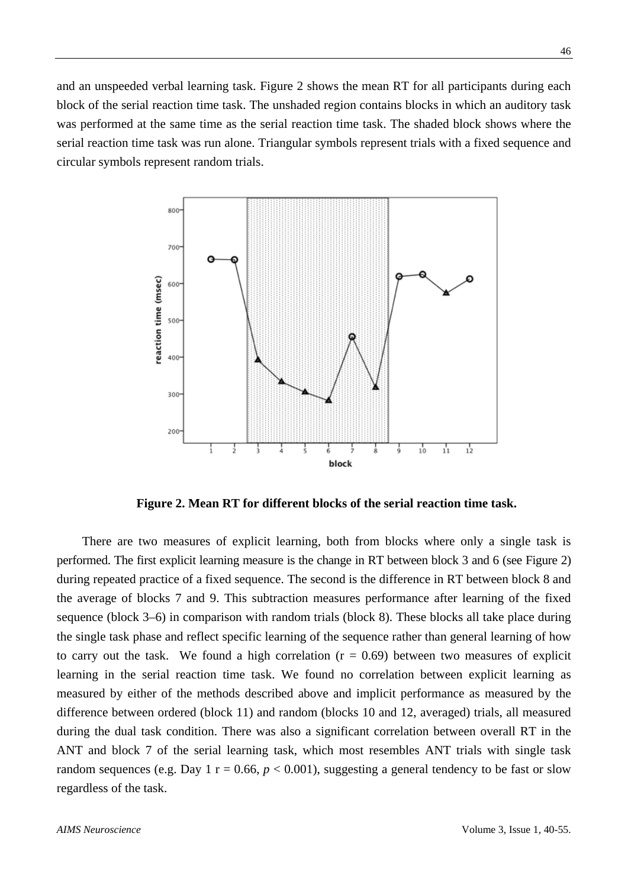and an unspeeded verbal learning task. Figure 2 shows the mean RT for all participants during each block of the serial reaction time task. The unshaded region contains blocks in which an auditory task was performed at the same time as the serial reaction time task. The shaded block shows where the serial reaction time task was run alone. Triangular symbols represent trials with a fixed sequence and circular symbols represent random trials.

**Figure 2. Mean RT for different blocks of the serial reaction time task.**

There are two measures of explicit learning, both from blocks where only a single task is performed. The first explicit learning measure is the change in RT between block 3 and 6 (see Figure 2) during repeated practice of a fixed sequence. The second is the difference in RT between block 8 and the average of blocks 7 and 9. This subtraction measures performance after learning of the fixed sequence (block 3–6) in comparison with random trials (block 8). These blocks all take place during the single task phase and reflect specific learning of the sequence rather than general learning of how to carry out the task. We found a high correlation ($r = 0.69$) between two measures of explicit learning in the serial reaction time task. We found no correlation between explicit learning as measured by either of the methods described above and implicit performance as measured by the difference between ordered (block 11) and random (blocks 10 and 12, averaged) trials, all measured during the dual task condition. There was also a significant correlation between overall RT in the ANT and block 7 of the serial learning task, which most resembles ANT trials with single task random sequences (e.g. Day 1 $r = 0.66$, $p < 0.001$), suggesting a general tendency to be fast or slow regardless of the task.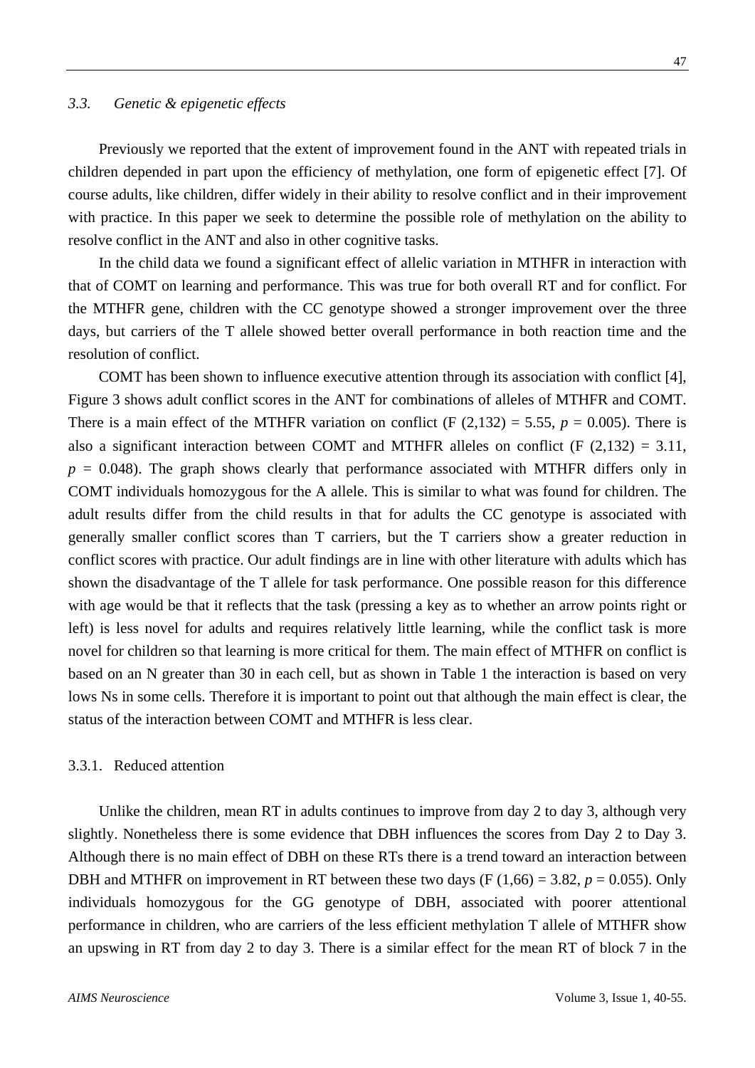### *3.3. Genetic & epigenetic effects*

Previously we reported that the extent of improvement found in the ANT with repeated trials in children depended in part upon the efficiency of methylation, one form of epigenetic effect [7]. Of course adults, like children, differ widely in their ability to resolve conflict and in their improvement with practice. In this paper we seek to determine the possible role of methylation on the ability to resolve conflict in the ANT and also in other cognitive tasks.

In the child data we found a significant effect of allelic variation in MTHFR in interaction with that of COMT on learning and performance. This was true for both overall RT and for conflict. For the MTHFR gene, children with the CC genotype showed a stronger improvement over the three days, but carriers of the T allele showed better overall performance in both reaction time and the resolution of conflict.

COMT has been shown to influence executive attention through its association with conflict [4], Figure 3 shows adult conflict scores in the ANT for combinations of alleles of MTHFR and COMT. There is a main effect of the MTHFR variation on conflict ($F(2,132) = 5.55$, $p = 0.005$). There is also a significant interaction between COMT and MTHFR alleles on conflict ($F(2,132) = 3.11$, $p = 0.048$). The graph shows clearly that performance associated with MTHFR differs only in COMT individuals homozygous for the A allele. This is similar to what was found for children. The adult results differ from the child results in that for adults the CC genotype is associated with generally smaller conflict scores than T carriers, but the T carriers show a greater reduction in conflict scores with practice. Our adult findings are in line with other literature with adults which has shown the disadvantage of the T allele for task performance. One possible reason for this difference with age would be that it reflects that the task (pressing a key as to whether an arrow points right or left) is less novel for adults and requires relatively little learning, while the conflict task is more novel for children so that learning is more critical for them. The main effect of MTHFR on conflict is based on an N greater than 30 in each cell, but as shown in Table 1 the interaction is based on very lows Ns in some cells. Therefore it is important to point out that although the main effect is clear, the status of the interaction between COMT and MTHFR is less clear.

#### 3.3.1. Reduced attention

Unlike the children, mean RT in adults continues to improve from day 2 to day 3, although very slightly. Nonetheless there is some evidence that DBH influences the scores from Day 2 to Day 3. Although there is no main effect of DBH on these RTs there is a trend toward an interaction between DBH and MTHFR on improvement in RT between these two days ($F(1,66) = 3.82$, $p = 0.055$). Only individuals homozygous for the GG genotype of DBH, associated with poorer attentional performance in children, who are carriers of the less efficient methylation T allele of MTHFR show an upswing in RT from day 2 to day 3. There is a similar effect for the mean RT of block 7 in the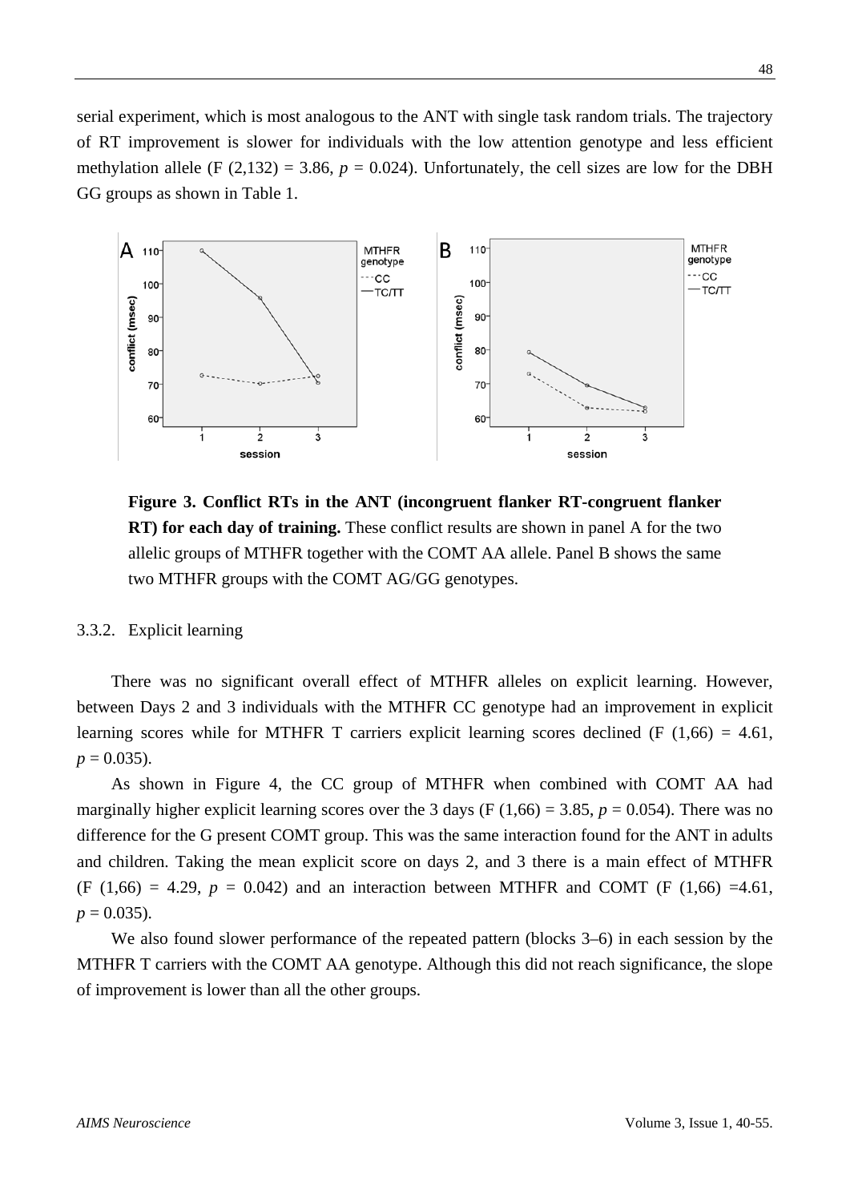serial experiment, which is most analogous to the ANT with single task random trials. The trajectory of RT improvement is slower for individuals with the low attention genotype and less efficient methylation allele ($F(2,132) = 3.86$, $p = 0.024$). Unfortunately, the cell sizes are low for the DBH GG groups as shown in Table 1.

**Figure 3. Conflict RTs in the ANT (incongruent flanker RT-congruent flanker RT) for each day of training.** These conflict results are shown in panel A for the two allelic groups of MTHFR together with the COMT AA allele. Panel B shows the same two MTHFR groups with the COMT AG/GG genotypes.

### 3.3.2. Explicit learning

There was no significant overall effect of MTHFR alleles on explicit learning. However, between Days 2 and 3 individuals with the MTHFR CC genotype had an improvement in explicit learning scores while for MTHFR T carriers explicit learning scores declined ($F(1,66) = 4.61$, $p = 0.035$).

As shown in Figure 4, the CC group of MTHFR when combined with COMT AA had marginally higher explicit learning scores over the 3 days ($F(1,66) = 3.85$, $p = 0.054$). There was no difference for the G present COMT group. This was the same interaction found for the ANT in adults and children. Taking the mean explicit score on days 2, and 3 there is a main effect of MTHFR ($F(1,66) = 4.29$, $p = 0.042$) and an interaction between MTHFR and COMT ($F(1,66) = 4.61$, $p = 0.035$).

We also found slower performance of the repeated pattern (blocks 3–6) in each session by the MTHFR T carriers with the COMT AA genotype. Although this did not reach significance, the slope of improvement is lower than all the other groups.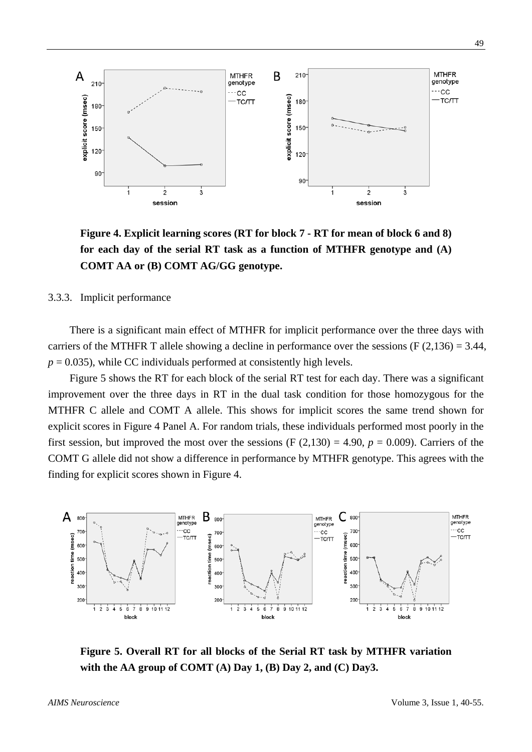**Figure 4. Explicit learning scores (RT for block 7 - RT for mean of block 6 and 8) for each day of the serial RT task as a function of MTHFR genotype and (A) COMT AA or (B) COMT AG/GG genotype.**

3.3.3. Implicit performance

There is a significant main effect of MTHFR for implicit performance over the three days with carriers of the MTHFR T allele showing a decline in performance over the sessions ($F(2,136) = 3.44$, $p = 0.035$), while CC individuals performed at consistently high levels.

Figure 5 shows the RT for each block of the serial RT test for each day. There was a significant improvement over the three days in RT in the dual task condition for those homozygous for the MTHFR C allele and COMT A allele. This shows for implicit scores the same trend shown for explicit scores in Figure 4 Panel A. For random trials, these individuals performed most poorly in the first session, but improved the most over the sessions ($F(2,130) = 4.90$, $p = 0.009$). Carriers of the COMT G allele did not show a difference in performance by MTHFR genotype. This agrees with the finding for explicit scores shown in Figure 4.

**Figure 5. Overall RT for all blocks of the Serial RT task by MTHFR variation with the AA group of COMT (A) Day 1, (B) Day 2, and (C) Day3.**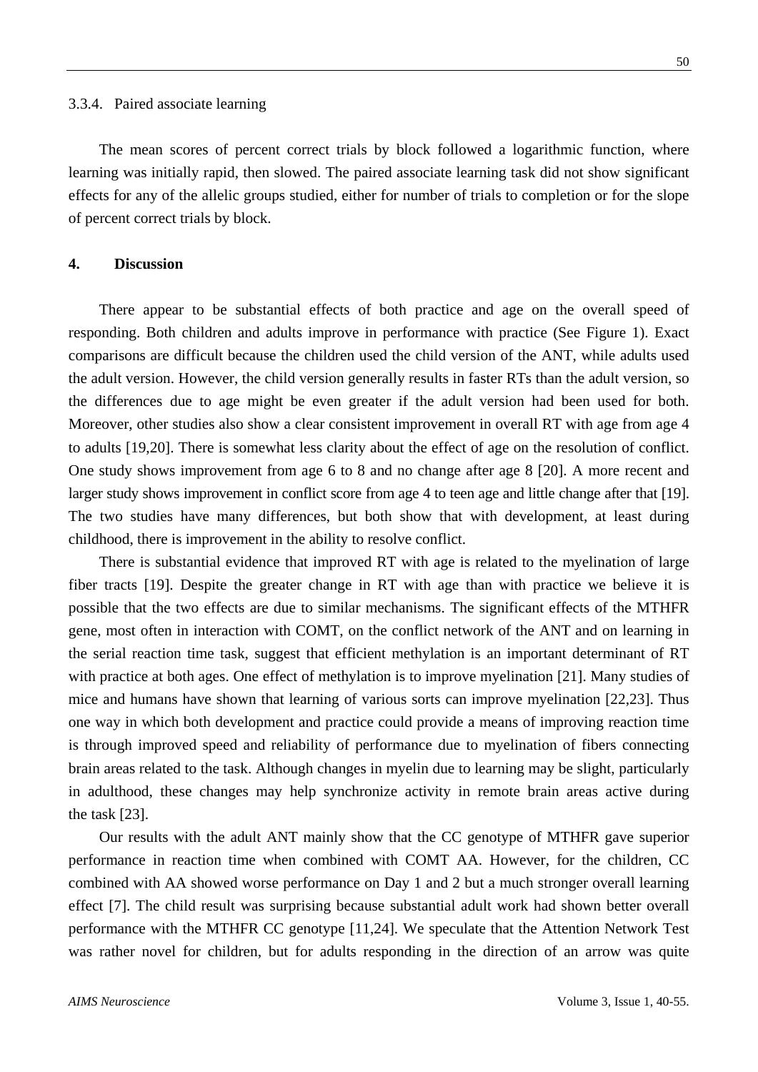### 3.3.4. Paired associate learning

The mean scores of percent correct trials by block followed a logarithmic function, where learning was initially rapid, then slowed. The paired associate learning task did not show significant effects for any of the allelic groups studied, either for number of trials to completion or for the slope of percent correct trials by block.

## 4. Discussion

There appear to be substantial effects of both practice and age on the overall speed of responding. Both children and adults improve in performance with practice (See Figure 1). Exact comparisons are difficult because the children used the child version of the ANT, while adults used the adult version. However, the child version generally results in faster RTs than the adult version, so the differences due to age might be even greater if the adult version had been used for both. Moreover, other studies also show a clear consistent improvement in overall RT with age from age 4 to adults [19,20]. There is somewhat less clarity about the effect of age on the resolution of conflict. One study shows improvement from age 6 to 8 and no change after age 8 [20]. A more recent and larger study shows improvement in conflict score from age 4 to teen age and little change after that [19]. The two studies have many differences, but both show that with development, at least during childhood, there is improvement in the ability to resolve conflict.

There is substantial evidence that improved RT with age is related to the myelination of large fiber tracts [19]. Despite the greater change in RT with age than with practice we believe it is possible that the two effects are due to similar mechanisms. The significant effects of the MTHFR gene, most often in interaction with COMT, on the conflict network of the ANT and on learning in the serial reaction time task, suggest that efficient methylation is an important determinant of RT with practice at both ages. One effect of methylation is to improve myelination [21]. Many studies of mice and humans have shown that learning of various sorts can improve myelination [22,23]. Thus one way in which both development and practice could provide a means of improving reaction time is through improved speed and reliability of performance due to myelination of fibers connecting brain areas related to the task. Although changes in myelin due to learning may be slight, particularly in adulthood, these changes may help synchronize activity in remote brain areas active during the task [23].

Our results with the adult ANT mainly show that the CC genotype of MTHFR gave superior performance in reaction time when combined with COMT AA. However, for the children, CC combined with AA showed worse performance on Day 1 and 2 but a much stronger overall learning effect [7]. The child result was surprising because substantial adult work had shown better overall performance with the MTHFR CC genotype [11,24]. We speculate that the Attention Network Test was rather novel for children, but for adults responding in the direction of an arrow was quite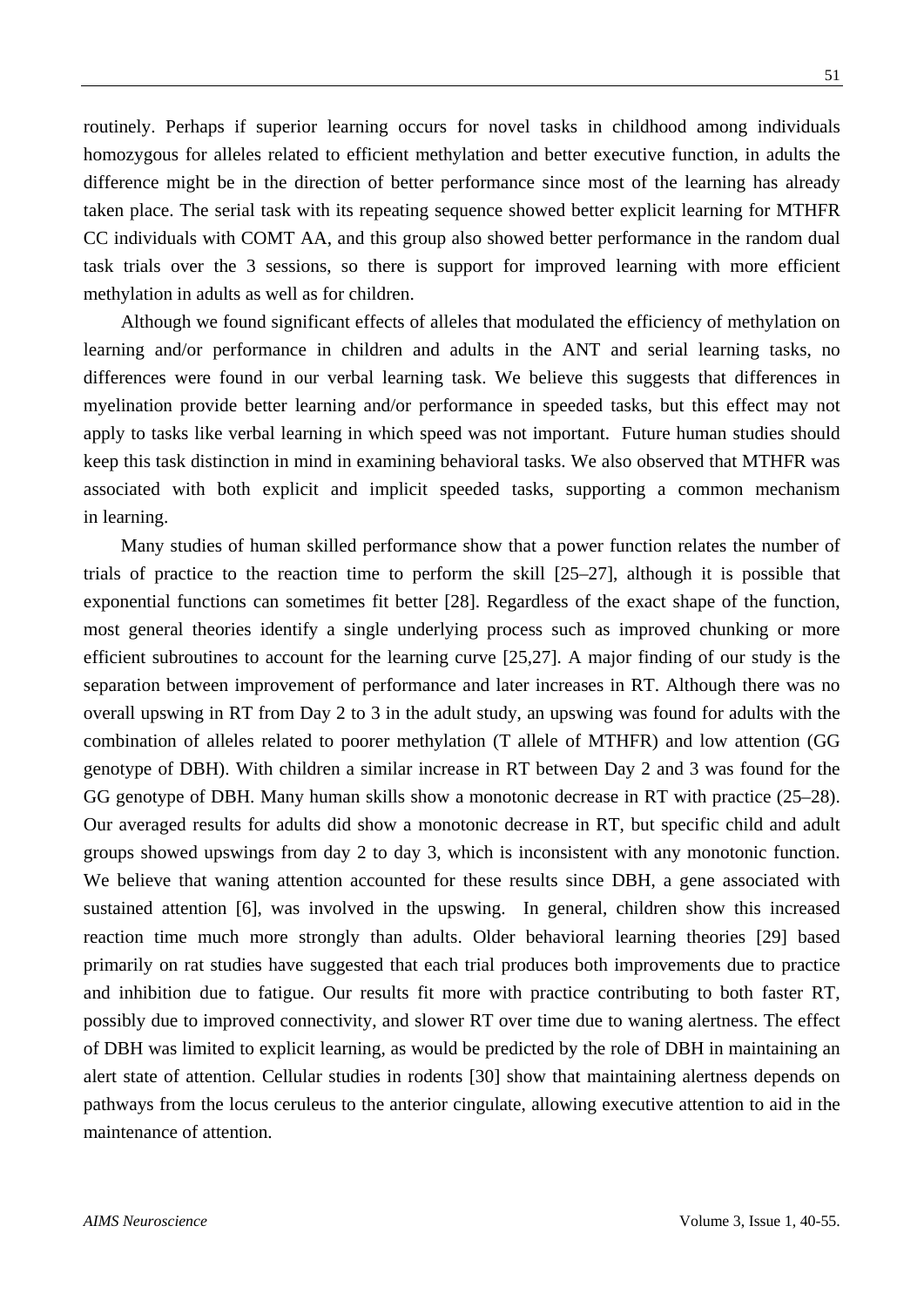routinely. Perhaps if superior learning occurs for novel tasks in childhood among individuals homozygous for alleles related to efficient methylation and better executive function, in adults the difference might be in the direction of better performance since most of the learning has already taken place. The serial task with its repeating sequence showed better explicit learning for MTHFR CC individuals with COMT AA, and this group also showed better performance in the random dual task trials over the 3 sessions, so there is support for improved learning with more efficient methylation in adults as well as for children.

Although we found significant effects of alleles that modulated the efficiency of methylation on learning and/or performance in children and adults in the ANT and serial learning tasks, no differences were found in our verbal learning task. We believe this suggests that differences in myelination provide better learning and/or performance in speeded tasks, but this effect may not apply to tasks like verbal learning in which speed was not important. Future human studies should keep this task distinction in mind in examining behavioral tasks. We also observed that MTHFR was associated with both explicit and implicit speeded tasks, supporting a common mechanism in learning.

Many studies of human skilled performance show that a power function relates the number of trials of practice to the reaction time to perform the skill [25–27], although it is possible that exponential functions can sometimes fit better [28]. Regardless of the exact shape of the function, most general theories identify a single underlying process such as improved chunking or more efficient subroutines to account for the learning curve [25,27]. A major finding of our study is the separation between improvement of performance and later increases in RT. Although there was no overall upswing in RT from Day 2 to 3 in the adult study, an upswing was found for adults with the combination of alleles related to poorer methylation (T allele of MTHFR) and low attention (GG genotype of DBH). With children a similar increase in RT between Day 2 and 3 was found for the GG genotype of DBH. Many human skills show a monotonic decrease in RT with practice (25–28). Our averaged results for adults did show a monotonic decrease in RT, but specific child and adult groups showed upswings from day 2 to day 3, which is inconsistent with any monotonic function. We believe that waning attention accounted for these results since DBH, a gene associated with sustained attention [6], was involved in the upswing. In general, children show this increased reaction time much more strongly than adults. Older behavioral learning theories [29] based primarily on rat studies have suggested that each trial produces both improvements due to practice and inhibition due to fatigue. Our results fit more with practice contributing to both faster RT, possibly due to improved connectivity, and slower RT over time due to waning alertness. The effect of DBH was limited to explicit learning, as would be predicted by the role of DBH in maintaining an alert state of attention. Cellular studies in rodents [30] show that maintaining alertness depends on pathways from the locus ceruleus to the anterior cingulate, allowing executive attention to aid in the maintenance of attention.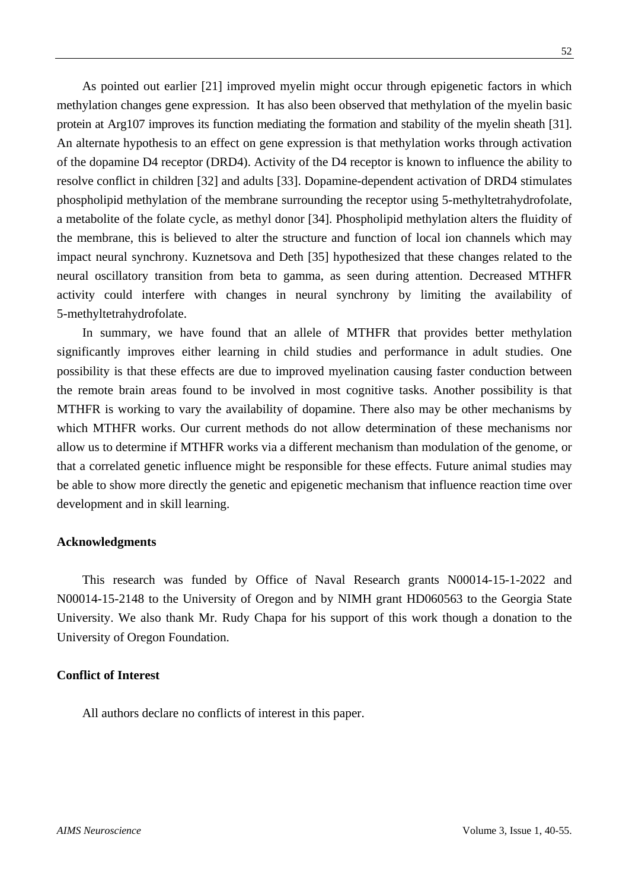As pointed out earlier [21] improved myelin might occur through epigenetic factors in which methylation changes gene expression. It has also been observed that methylation of the myelin basic protein at Arg107 improves its function mediating the formation and stability of the myelin sheath [31]. An alternate hypothesis to an effect on gene expression is that methylation works through activation of the dopamine D4 receptor (DRD4). Activity of the D4 receptor is known to influence the ability to resolve conflict in children [32] and adults [33]. Dopamine-dependent activation of DRD4 stimulates phospholipid methylation of the membrane surrounding the receptor using 5-methyltetrahydrofolate, a metabolite of the folate cycle, as methyl donor [34]. Phospholipid methylation alters the fluidity of the membrane, this is believed to alter the structure and function of local ion channels which may impact neural synchrony. Kuznetsova and Deth [35] hypothesized that these changes related to the neural oscillatory transition from beta to gamma, as seen during attention. Decreased MTHFR activity could interfere with changes in neural synchrony by limiting the availability of 5-methyltetrahydrofolate.

In summary, we have found that an allele of MTHFR that provides better methylation significantly improves either learning in child studies and performance in adult studies. One possibility is that these effects are due to improved myelination causing faster conduction between the remote brain areas found to be involved in most cognitive tasks. Another possibility is that MTHFR is working to vary the availability of dopamine. There also may be other mechanisms by which MTHFR works. Our current methods do not allow determination of these mechanisms nor allow us to determine if MTHFR works via a different mechanism than modulation of the genome, or that a correlated genetic influence might be responsible for these effects. Future animal studies may be able to show more directly the genetic and epigenetic mechanism that influence reaction time over development and in skill learning.

## Acknowledgments

This research was funded by Office of Naval Research grants N00014-15-1-2022 and N00014-15-2148 to the University of Oregon and by NIMH grant HD060563 to the Georgia State University. We also thank Mr. Rudy Chapa for his support of this work though a donation to the University of Oregon Foundation.

## Conflict of Interest

All authors declare no conflicts of interest in this paper.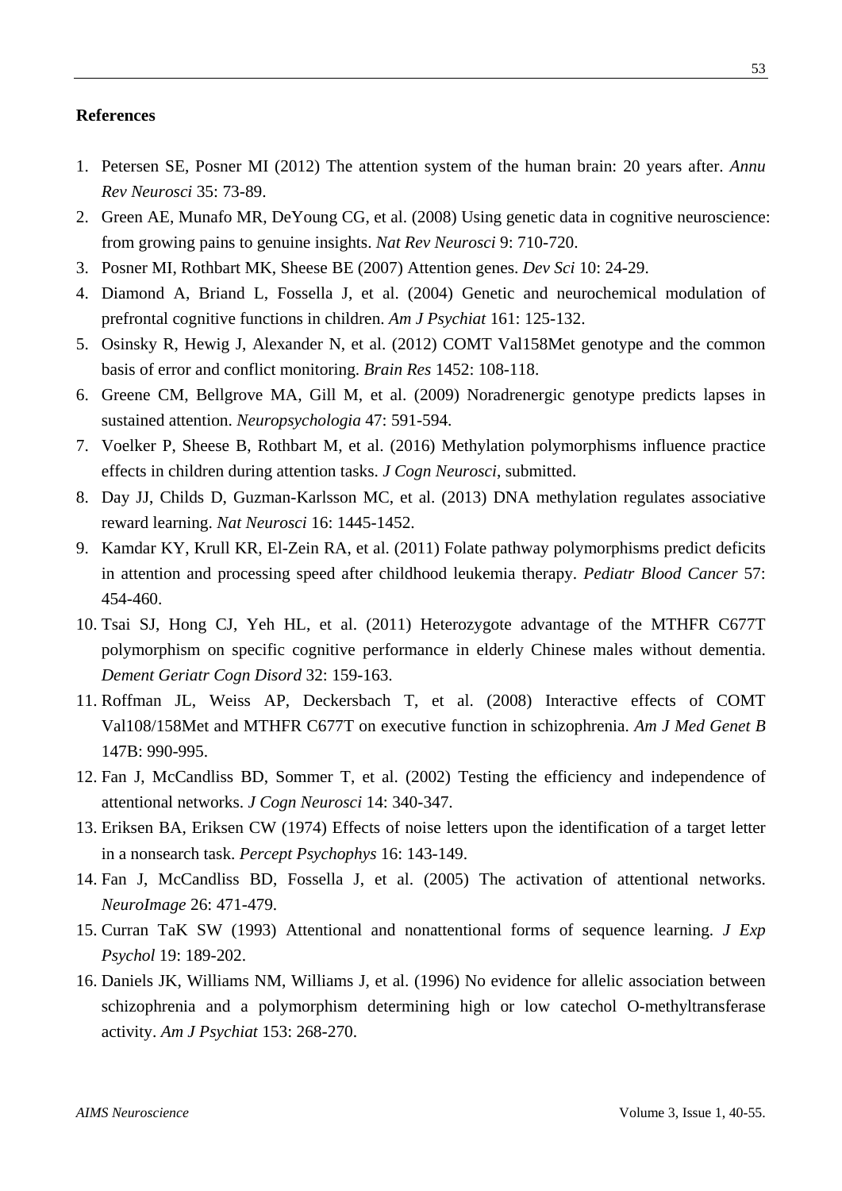**References**

1. Petersen SE, Posner MI (2012) The attention system of the human brain: 20 years after. *Annu Rev Neurosci* 35: 73-89.
2. Green AE, Munafo MR, DeYoung CG, et al. (2008) Using genetic data in cognitive neuroscience: from growing pains to genuine insights. *Nat Rev Neurosci* 9: 710-720.
3. Posner MI, Rothbart MK, Sheese BE (2007) Attention genes. *Dev Sci* 10: 24-29.
4. Diamond A, Briand L, Fossella J, et al. (2004) Genetic and neurochemical modulation of prefrontal cognitive functions in children. *Am J Psychiat* 161: 125-132.
5. Osinsky R, Hewig J, Alexander N, et al. (2012) COMT Val158Met genotype and the common basis of error and conflict monitoring. *Brain Res* 1452: 108-118.
6. Greene CM, Bellgrove MA, Gill M, et al. (2009) Noradrenergic genotype predicts lapses in sustained attention. *Neuropsychologia* 47: 591-594.
7. Voelker P, Sheese B, Rothbart M, et al. (2016) Methylation polymorphisms influence practice effects in children during attention tasks. *J Cogn Neurosci*, submitted.
8. Day JJ, Childs D, Guzman-Karlsson MC, et al. (2013) DNA methylation regulates associative reward learning. *Nat Neurosci* 16: 1445-1452.
9. Kamdar KY, Krull KR, El-Zein RA, et al. (2011) Folate pathway polymorphisms predict deficits in attention and processing speed after childhood leukemia therapy. *Pediatr Blood Cancer* 57: 454-460.
10. Tsai SJ, Hong CJ, Yeh HL, et al. (2011) Heterozygote advantage of the MTHFR C677T polymorphism on specific cognitive performance in elderly Chinese males without dementia. *Dement Geriatr Cogn Disord* 32: 159-163.
11. Roffman JL, Weiss AP, Deckersbach T, et al. (2008) Interactive effects of COMT Val108/158Met and MTHFR C677T on executive function in schizophrenia. *Am J Med Genet B* 147B: 990-995.
12. Fan J, McCandliss BD, Sommer T, et al. (2002) Testing the efficiency and independence of attentional networks. *J Cogn Neurosci* 14: 340-347.
13. Eriksen BA, Eriksen CW (1974) Effects of noise letters upon the identification of a target letter in a nonsearch task. *Percept Psychophys* 16: 143-149.
14. Fan J, McCandliss BD, Fossella J, et al. (2005) The activation of attentional networks. *NeuroImage* 26: 471-479.
15. Curran TaK SW (1993) Attentional and nonattentional forms of sequence learning. *J Exp Psychol* 19: 189-202.
16. Daniels JK, Williams NM, Williams J, et al. (1996) No evidence for allelic association between schizophrenia and a polymorphism determining high or low catechol O-methyltransferase activity. *Am J Psychiat* 153: 268-270.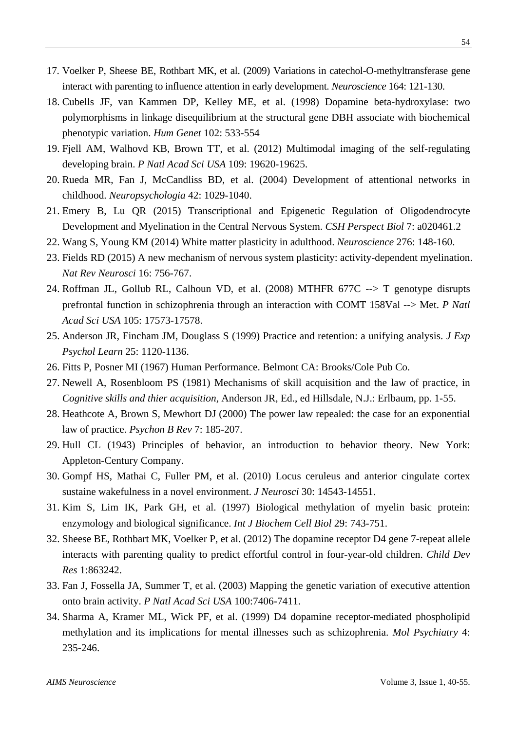17. Voelker P, Sheese BE, Rothbart MK, et al. (2009) Variations in catechol-O-methyltransferase gene interact with parenting to influence attention in early development. *Neuroscience* 164: 121-130.
18. Cubells JF, van Kammen DP, Kelley ME, et al. (1998) Dopamine beta-hydroxylase: two polymorphisms in linkage disequilibrium at the structural gene DBH associate with biochemical phenotypic variation. *Hum Genet* 102: 533-554
19. Fjell AM, Walhovd KB, Brown TT, et al. (2012) Multimodal imaging of the self-regulating developing brain. *P Natl Acad Sci USA* 109: 19620-19625.
20. Rueda MR, Fan J, McCandliss BD, et al. (2004) Development of attentional networks in childhood. *Neuropsychologia* 42: 1029-1040.
21. Emery B, Lu QR (2015) Transcriptional and Epigenetic Regulation of Oligodendrocyte Development and Myelination in the Central Nervous System. *CSH Perspect Biol* 7: a020461.2
22. Wang S, Young KM (2014) White matter plasticity in adulthood. *Neuroscience* 276: 148-160.
23. Fields RD (2015) A new mechanism of nervous system plasticity: activity-dependent myelination. *Nat Rev Neurosci* 16: 756-767.
24. Roffman JL, Gollub RL, Calhoun VD, et al. (2008) MTHFR 677C --> T genotype disrupts prefrontal function in schizophrenia through an interaction with COMT 158Val --> Met. *P Natl Acad Sci USA* 105: 17573-17578.
25. Anderson JR, Fincham JM, Douglass S (1999) Practice and retention: a unifying analysis. *J Exp Psychol Learn* 25: 1120-1136.
26. Fitts P, Posner MI (1967) Human Performance. Belmont CA: Brooks/Cole Pub Co.
27. Newell A, Rosenbloom PS (1981) Mechanisms of skill acquisition and the law of practice, in *Cognitive skills and thier acquisition*, Anderson JR, Ed., ed Hillsdale, N.J.: Erlbaum, pp. 1-55.
28. Heathcote A, Brown S, Mewhort DJ (2000) The power law repealed: the case for an exponential law of practice. *Psychon B Rev* 7: 185-207.
29. Hull CL (1943) Principles of behavior, an introduction to behavior theory. New York: Appleton-Century Company.
30. Gompf HS, Mathai C, Fuller PM, et al. (2010) Locus ceruleus and anterior cingulate cortex sustaine wakefulness in a novel environment. *J Neurosci* 30: 14543-14551.
31. Kim S, Lim IK, Park GH, et al. (1997) Biological methylation of myelin basic protein: enzymology and biological significance. *Int J Biochem Cell Biol* 29: 743-751.
32. Sheese BE, Rothbart MK, Voelker P, et al. (2012) The dopamine receptor D4 gene 7-repeat allele interacts with parenting quality to predict effortful control in four-year-old children. *Child Dev Res* 1:863242.
33. Fan J, Fossella JA, Summer T, et al. (2003) Mapping the genetic variation of executive attention onto brain activity. *P Natl Acad Sci USA* 100:7406-7411.
34. Sharma A, Kramer ML, Wick PF, et al. (1999) D4 dopamine receptor-mediated phospholipid methylation and its implications for mental illnesses such as schizophrenia. *Mol Psychiatry* 4: 235-246.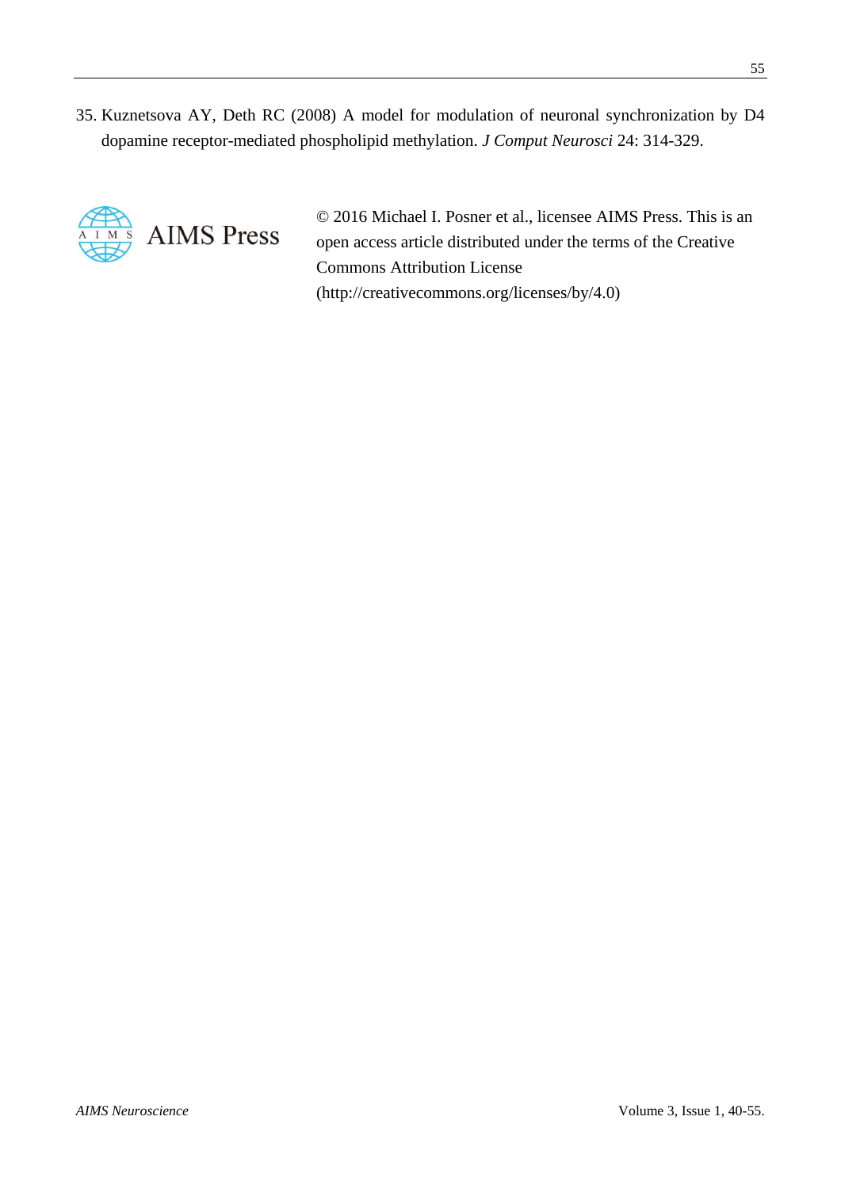35. Kuznetsova AY, Deth RC (2008) A model for modulation of neuronal synchronization by D4 dopamine receptor-mediated phospholipid methylation. *J Comput Neurosci* 24: 314-329.

AIMS Press

© 2016 Michael I. Posner et al., licensee AIMS Press. This is an open access article distributed under the terms of the Creative Commons Attribution License (http://creativecommons.org/licenses/by/4.0)